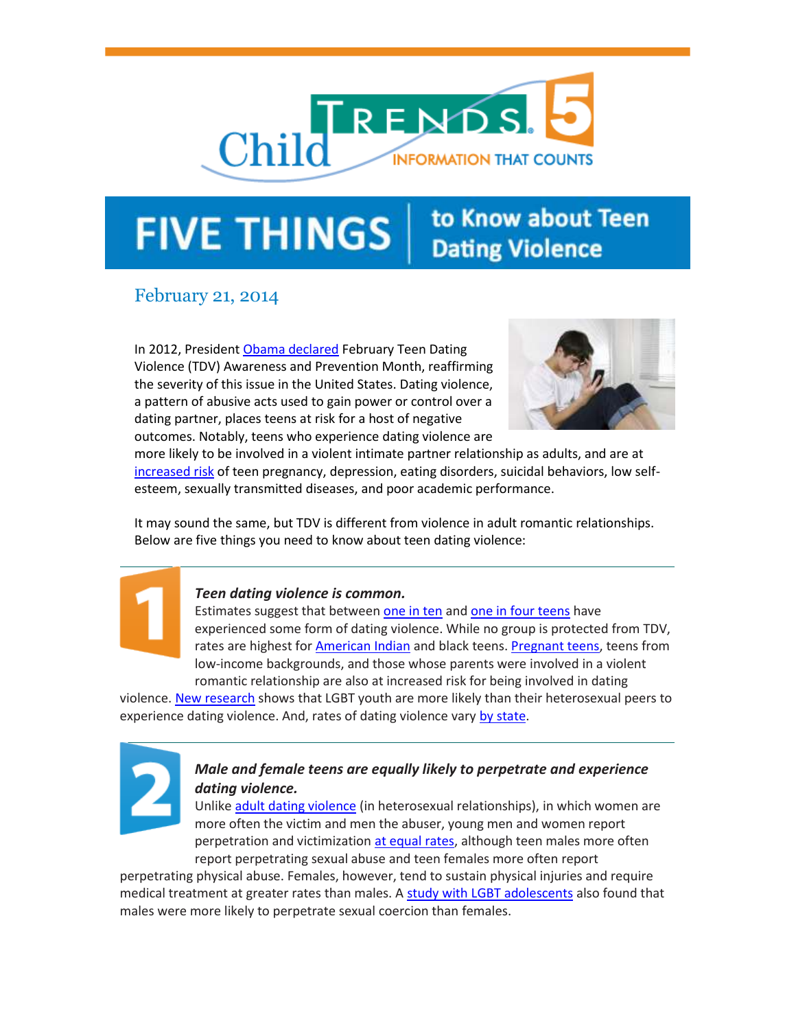# FIVE THINGS to Know about Teen Dating Violence

February 21, 2014

In 2012, President Obama declared February Teen Dating Violence (TDV) Awareness and Prevention Month, reaffirming the severity of this issue in the United States. Dating violence, a pattern of abusive acts used to gain power or control over a dating partner, places teens at risk for a host of negative outcomes. Notably, teens who experience dating violence are more likely to be involved in a violent intimate partner relationship as adults, and are at increased risk of teen pregnancy, depression, eating disorders, suicidal behaviors, low self-esteem, sexually transmitted diseases, and poor academic performance.

It may sound the same, but TDV is different from violence in adult romantic relationships. Below are five things you need to know about teen dating violence:

## 1

***Teen dating violence is common.***

Estimates suggest that between one in ten and one in four teens have experienced some form of dating violence. While no group is protected from TDV, rates are highest for American Indian and black teens. Pregnant teens, teens from low-income backgrounds, and those whose parents were involved in a violent romantic relationship are also at increased risk for being involved in dating violence. New research shows that LGBT youth are more likely than their heterosexual peers to experience dating violence. And, rates of dating violence vary by state.

## 2

***Male and female teens are equally likely to perpetrate and experience dating violence.***

Unlike adult dating violence (in heterosexual relationships), in which women are more often the victim and men the abuser, young men and women report perpetration and victimization at equal rates, although teen males more often report perpetrating sexual abuse and teen females more often report perpetrating physical abuse. Females, however, tend to sustain physical injuries and require medical treatment at greater rates than males. A study with LGBT adolescents also found that males were more likely to perpetrate sexual coercion than females.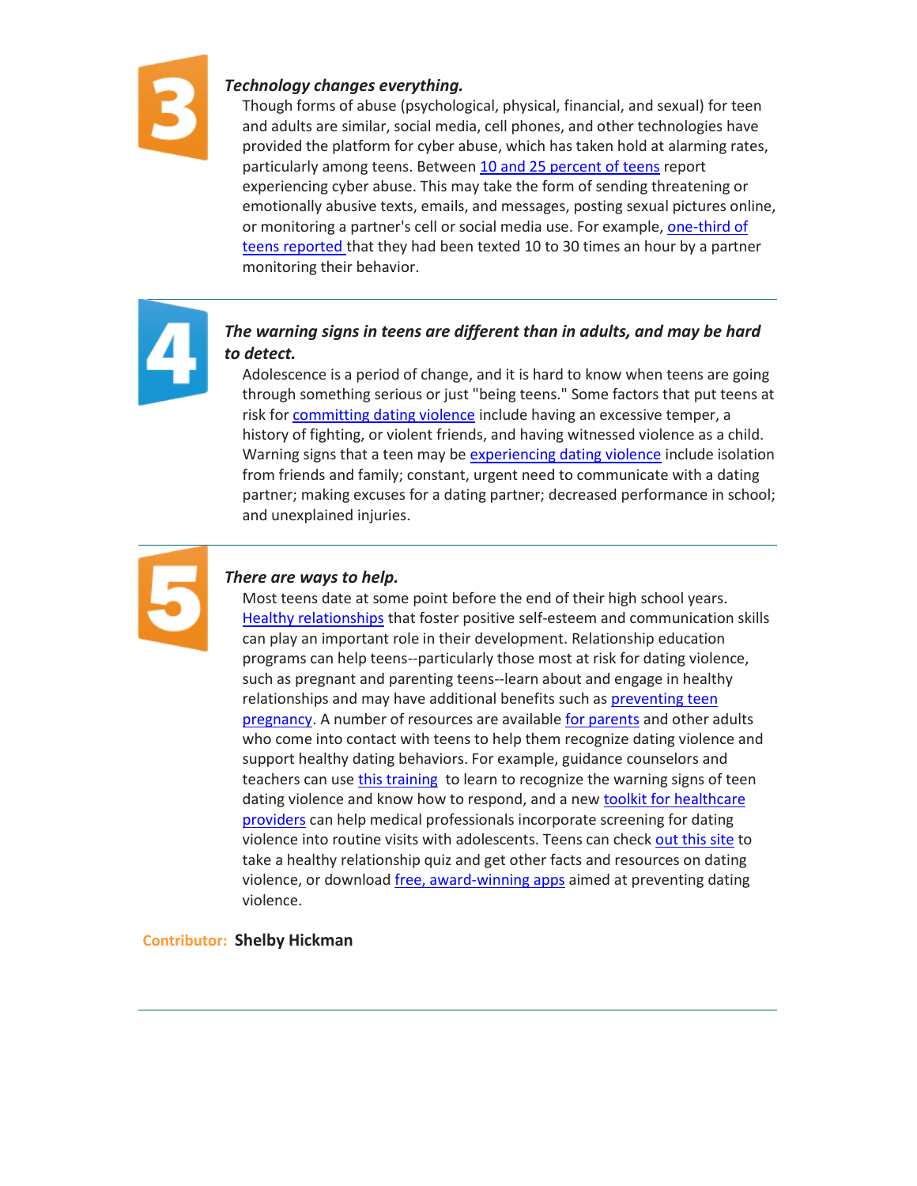### 3

***Technology changes everything.***

Though forms of abuse (psychological, physical, financial, and sexual) for teen and adults are similar, social media, cell phones, and other technologies have provided the platform for cyber abuse, which has taken hold at alarming rates, particularly among teens. Between 10 and 25 percent of teens report experiencing cyber abuse. This may take the form of sending threatening or emotionally abusive texts, emails, and messages, posting sexual pictures online, or monitoring a partner's cell or social media use. For example, one-third of teens reported that they had been texted 10 to 30 times an hour by a partner monitoring their behavior.

---

### 4

***The warning signs in teens are different than in adults, and may be hard to detect.***

Adolescence is a period of change, and it is hard to know when teens are going through something serious or just "being teens." Some factors that put teens at risk for committing dating violence include having an excessive temper, a history of fighting, or violent friends, and having witnessed violence as a child. Warning signs that a teen may be experiencing dating violence include isolation from friends and family; constant, urgent need to communicate with a dating partner; making excuses for a dating partner; decreased performance in school; and unexplained injuries.

---

### 5

***There are ways to help.***

Most teens date at some point before the end of their high school years. Healthy relationships that foster positive self-esteem and communication skills can play an important role in their development. Relationship education programs can help teens--particularly those most at risk for dating violence, such as pregnant and parenting teens--learn about and engage in healthy relationships and may have additional benefits such as preventing teen pregnancy. A number of resources are available for parents and other adults who come into contact with teens to help them recognize dating violence and support healthy dating behaviors. For example, guidance counselors and teachers can use this training to learn to recognize the warning signs of teen dating violence and know how to respond, and a new toolkit for healthcare providers can help medical professionals incorporate screening for dating violence into routine visits with adolescents. Teens can check out this site to take a healthy relationship quiz and get other facts and resources on dating violence, or download free, award-winning apps aimed at preventing dating violence.

**Contributor: Shelby Hickman**